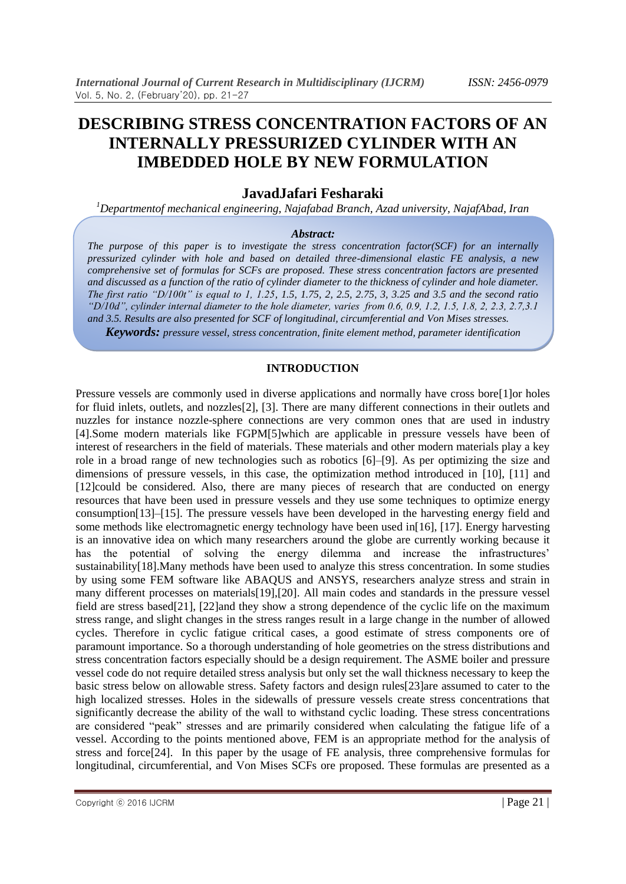# DESCRIBING STRESS CONCENTRATION FACTORS OF AN INTERNALLY PRESSURIZED CYLINDER WITH AN IMBEDDED HOLE BY NEW FORMULATION

## JavadJafari Fesharaki

[1]*Departmentof mechanical engineering, Najafabad Branch, Azad university, NajafAbad, Iran*

***Abstract:***

*The purpose of this paper is to investigate the stress concentration factor(SCF) for an internally pressurized cylinder with hole and based on detailed three-dimensional elastic FE analysis, a new comprehensive set of formulas for SCFs are proposed. These stress concentration factors are presented and discussed as a function of the ratio of cylinder diameter to the thickness of cylinder and hole diameter. The first ratio "D/100t" is equal to 1, 1.25, 1.5, 1.75, 2, 2.5, 2.75, 3, 3.25 and 3.5 and the second ratio "D/10d", cylinder internal diameter to the hole diameter, varies from 0.6, 0.9, 1.2, 1.5, 1.8, 2, 2.3, 2.7,3.1 and 3.5. Results are also presented for SCF of longitudinal, circumferential and Von Mises stresses.*

***Keywords:*** *pressure vessel, stress concentration, finite element method, parameter identification*

### INTRODUCTION

Pressure vessels are commonly used in diverse applications and normally have cross bore[1]or holes for fluid inlets, outlets, and nozzles[2], [3]. There are many different connections in their outlets and nuzzles for instance nozzle-sphere connections are very common ones that are used in industry [4].Some modern materials like FGPM[5]which are applicable in pressure vessels have been of interest of researchers in the field of materials. These materials and other modern materials play a key role in a broad range of new technologies such as robotics [6]–[9]. As per optimizing the size and dimensions of pressure vessels, in this case, the optimization method introduced in [10], [11] and [12]could be considered. Also, there are many pieces of research that are conducted on energy resources that have been used in pressure vessels and they use some techniques to optimize energy consumption[13]–[15]. The pressure vessels have been developed in the harvesting energy field and some methods like electromagnetic energy technology have been used in[16], [17]. Energy harvesting is an innovative idea on which many researchers around the globe are currently working because it has the potential of solving the energy dilemma and increase the infrastructures' sustainability[18].Many methods have been used to analyze this stress concentration. In some studies by using some FEM software like ABAQUS and ANSYS, researchers analyze stress and strain in many different processes on materials[19],[20]. All main codes and standards in the pressure vessel field are stress based[21], [22]and they show a strong dependence of the cyclic life on the maximum stress range, and slight changes in the stress ranges result in a large change in the number of allowed cycles. Therefore in cyclic fatigue critical cases, a good estimate of stress components ore of paramount importance. So a thorough understanding of hole geometries on the stress distributions and stress concentration factors especially should be a design requirement. The ASME boiler and pressure vessel code do not require detailed stress analysis but only set the wall thickness necessary to keep the basic stress below on allowable stress. Safety factors and design rules[23]are assumed to cater to the high localized stresses. Holes in the sidewalls of pressure vessels create stress concentrations that significantly decrease the ability of the wall to withstand cyclic loading. These stress concentrations are considered "peak" stresses and are primarily considered when calculating the fatigue life of a vessel. According to the points mentioned above, FEM is an appropriate method for the analysis of stress and force[24]. In this paper by the usage of FE analysis, three comprehensive formulas for longitudinal, circumferential, and Von Mises SCFs ore proposed. These formulas are presented as a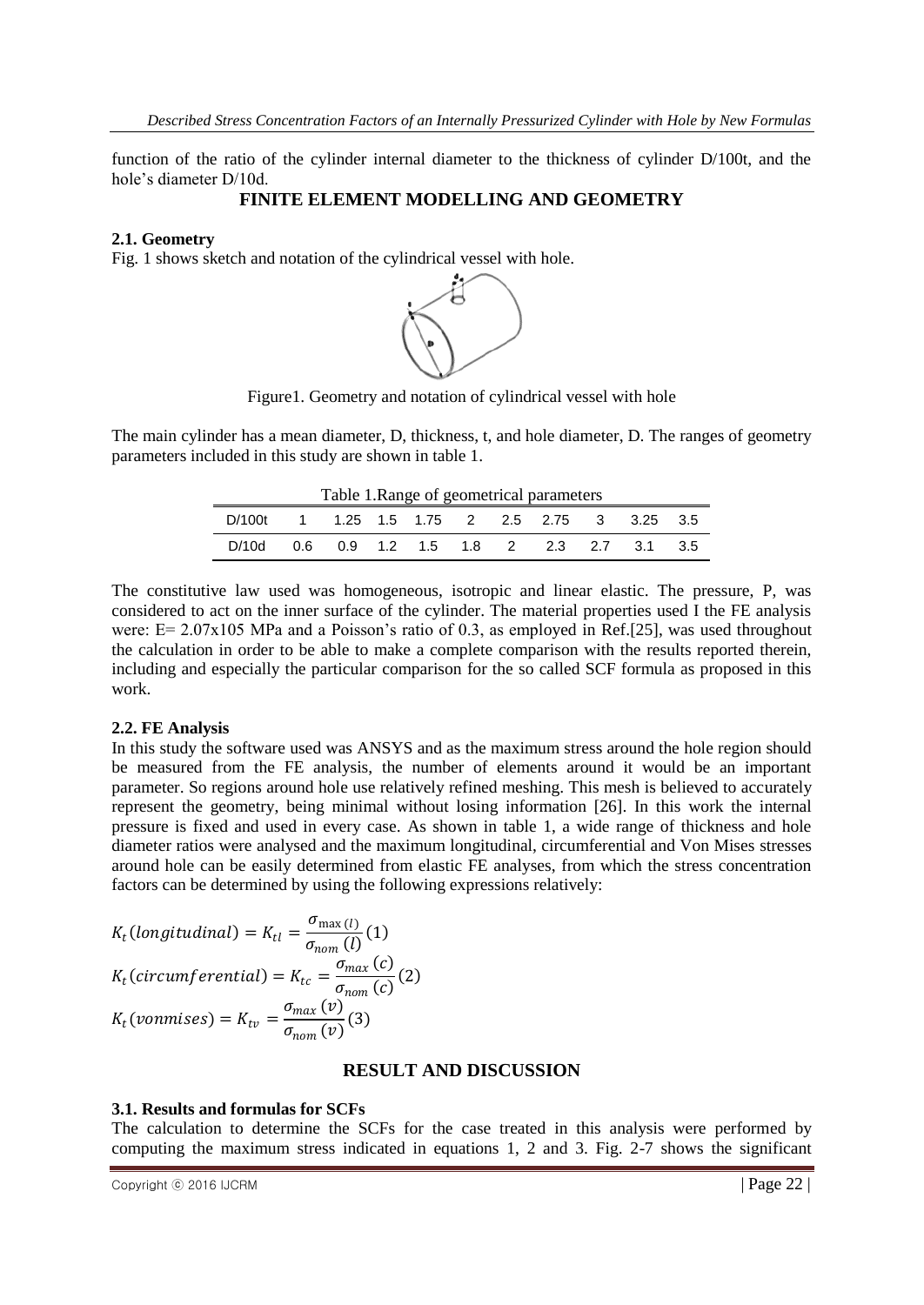function of the ratio of the cylinder internal diameter to the thickness of cylinder D/100t, and the hole's diameter D/10d.

## FINITE ELEMENT MODELLING AND GEOMETRY

### 2.1. Geometry

Fig. 1 shows sketch and notation of the cylindrical vessel with hole.

Figure1. Geometry and notation of cylindrical vessel with hole

The main cylinder has a mean diameter, D, thickness, t, and hole diameter, D. The ranges of geometry parameters included in this study are shown in table 1.

Table 1.Range of geometrical parameters

| D/100t | 1 | 1.25 | 1.5 | 1.75 | 2 | 2.5 | 2.75 | 3 | 3.25 | 3.5 |
|---|---|---|---|---|---|---|---|---|---|---|
| D/10d | 0.6 | 0.9 | 1.2 | 1.5 | 1.8 | 2 | 2.3 | 2.7 | 3.1 | 3.5 |

The constitutive law used was homogeneous, isotropic and linear elastic. The pressure, P, was considered to act on the inner surface of the cylinder. The material properties used I the FE analysis were: E= 2.07x105 MPa and a Poisson's ratio of 0.3, as employed in Ref.[25], was used throughout the calculation in order to be able to make a complete comparison with the results reported therein, including and especially the particular comparison for the so called SCF formula as proposed in this work.

### 2.2. FE Analysis

In this study the software used was ANSYS and as the maximum stress around the hole region should be measured from the FE analysis, the number of elements around it would be an important parameter. So regions around hole use relatively refined meshing. This mesh is believed to accurately represent the geometry, being minimal without losing information [26]. In this work the internal pressure is fixed and used in every case. As shown in table 1, a wide range of thickness and hole diameter ratios were analysed and the maximum longitudinal, circumferential and Von Mises stresses around hole can be easily determined from elastic FE analyses, from which the stress concentration factors can be determined by using the following expressions relatively:

$$K_t(longitudinal) = K_{tl} = \frac{\sigma_{\max(l)}}{\sigma_{nom}(l)} \quad (1)$$

$$K_t(circumferential) = K_{tc} = \frac{\sigma_{max}(c)}{\sigma_{nom}(c)} \quad (2)$$

$$K_t(vonmises) = K_{tv} = \frac{\sigma_{max}(v)}{\sigma_{nom}(v)} \quad (3)$$

## RESULT AND DISCUSSION

### 3.1. Results and formulas for SCFs

The calculation to determine the SCFs for the case treated in this analysis were performed by computing the maximum stress indicated in equations 1, 2 and 3. Fig. 2-7 shows the significant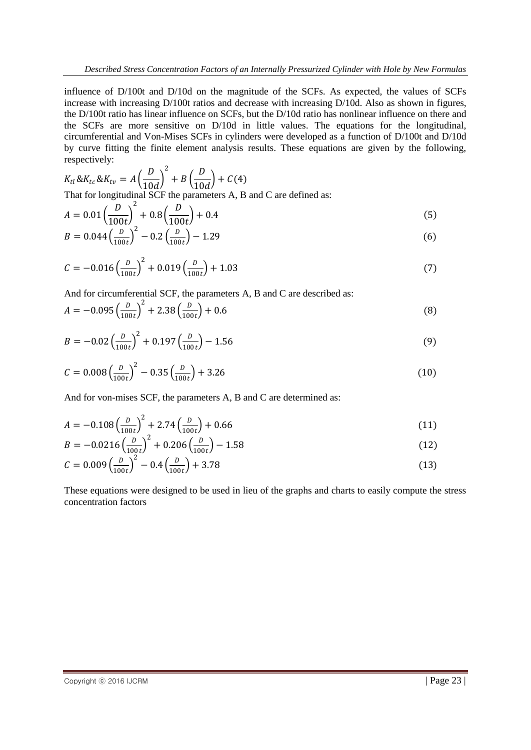influence of D/100t and D/10d on the magnitude of the SCFs. As expected, the values of SCFs increase with increasing D/100t ratios and decrease with increasing D/10d. Also as shown in figures, the D/100t ratio has linear influence on SCFs, but the D/10d ratio has nonlinear influence on there and the SCFs are more sensitive on D/10d in little values. The equations for the longitudinal, circumferential and Von-Mises SCFs in cylinders were developed as a function of D/100t and D/10d by curve fitting the finite element analysis results. These equations are given by the following, respectively:

$$K_{tl} \& K_{tc} \& K_{tv} = A\left(\frac{D}{10d}\right)^2 + B\left(\frac{D}{10d}\right) + C \quad (4)$$

That for longitudinal SCF the parameters A, B and C are defined as:

$$A = 0.01\left(\frac{D}{100t}\right)^2 + 0.8\left(\frac{D}{100t}\right) + 0.4 \quad (5)$$

$$B = 0.044\left(\frac{D}{100t}\right)^2 - 0.2\left(\frac{D}{100t}\right) - 1.29 \quad (6)$$

$$C = -0.016\left(\frac{D}{100t}\right)^2 + 0.019\left(\frac{D}{100t}\right) + 1.03 \quad (7)$$

And for circumferential SCF, the parameters A, B and C are described as:

$$A = -0.095\left(\frac{D}{100t}\right)^2 + 2.38\left(\frac{D}{100t}\right) + 0.6 \quad (8)$$

$$B = -0.02\left(\frac{D}{100t}\right)^2 + 0.197\left(\frac{D}{100t}\right) - 1.56 \quad (9)$$

$$C = 0.008\left(\frac{D}{100t}\right)^2 - 0.35\left(\frac{D}{100t}\right) + 3.26 \quad (10)$$

And for von-mises SCF, the parameters A, B and C are determined as:

$$A = -0.108\left(\frac{D}{100t}\right)^2 + 2.74\left(\frac{D}{100t}\right) + 0.66 \quad (11)$$

$$B = -0.0216\left(\frac{D}{100t}\right)^2 + 0.206\left(\frac{D}{100t}\right) - 1.58 \quad (12)$$

$$C = 0.009\left(\frac{D}{100t}\right)^2 - 0.4\left(\frac{D}{100t}\right) + 3.78 \quad (13)$$

These equations were designed to be used in lieu of the graphs and charts to easily compute the stress concentration factors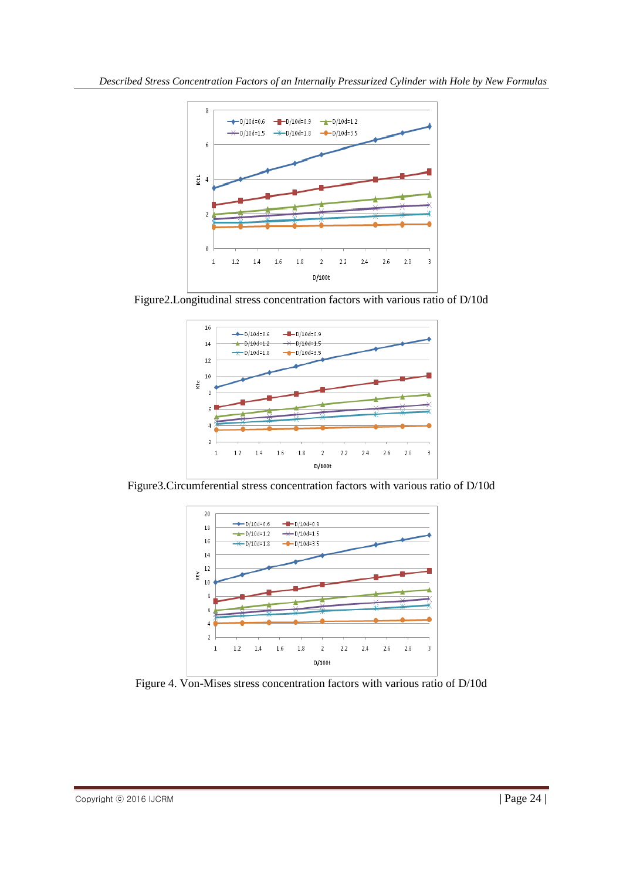Figure2.Longitudinal stress concentration factors with various ratio of D/10d

Figure3.Circumferential stress concentration factors with various ratio of D/10d

Figure 4. Von-Mises stress concentration factors with various ratio of D/10d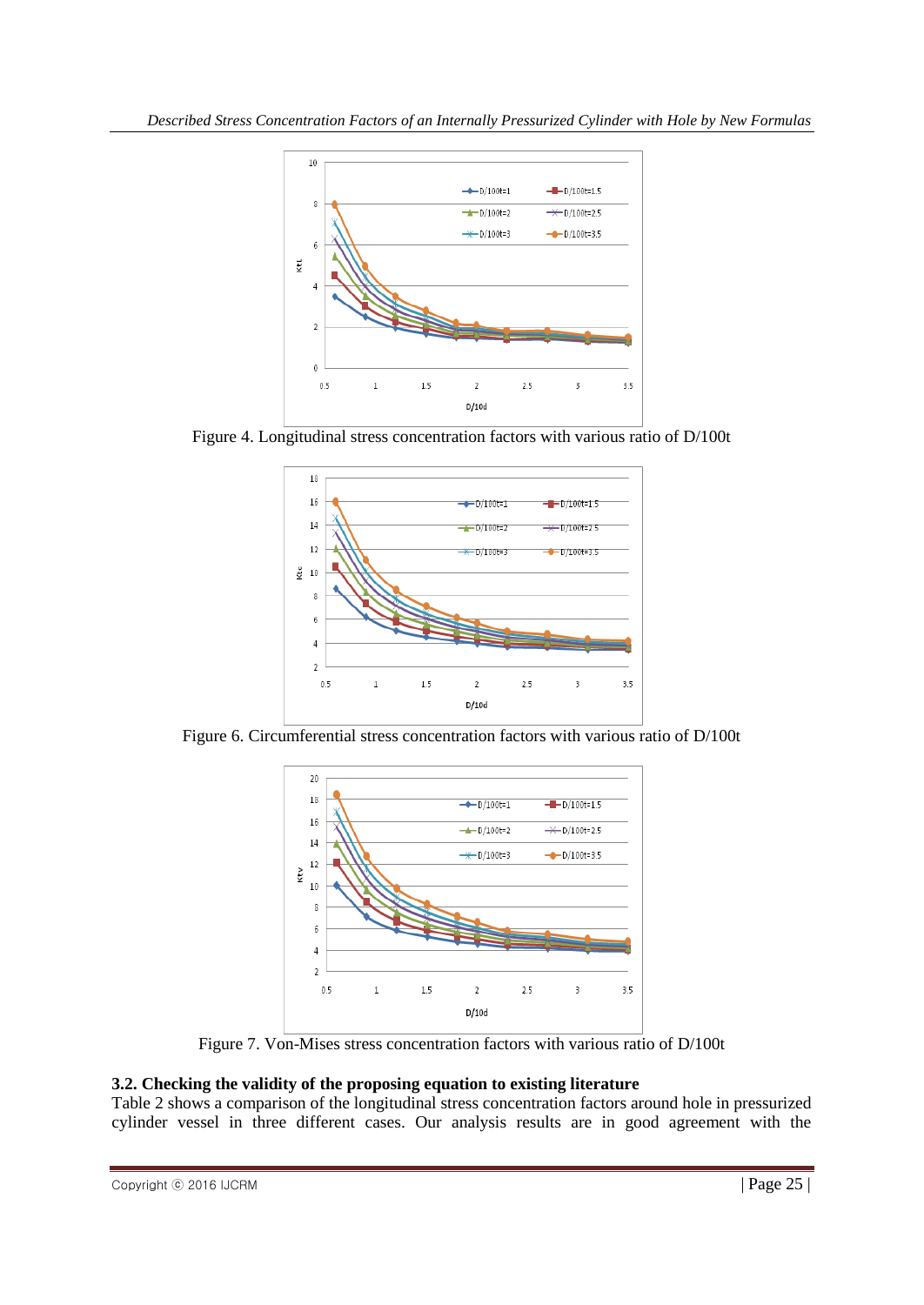Figure 4. Longitudinal stress concentration factors with various ratio of D/100t

Figure 6. Circumferential stress concentration factors with various ratio of D/100t

Figure 7. Von-Mises stress concentration factors with various ratio of D/100t

### 3.2. Checking the validity of the proposing equation to existing literature

Table 2 shows a comparison of the longitudinal stress concentration factors around hole in pressurized cylinder vessel in three different cases. Our analysis results are in good agreement with the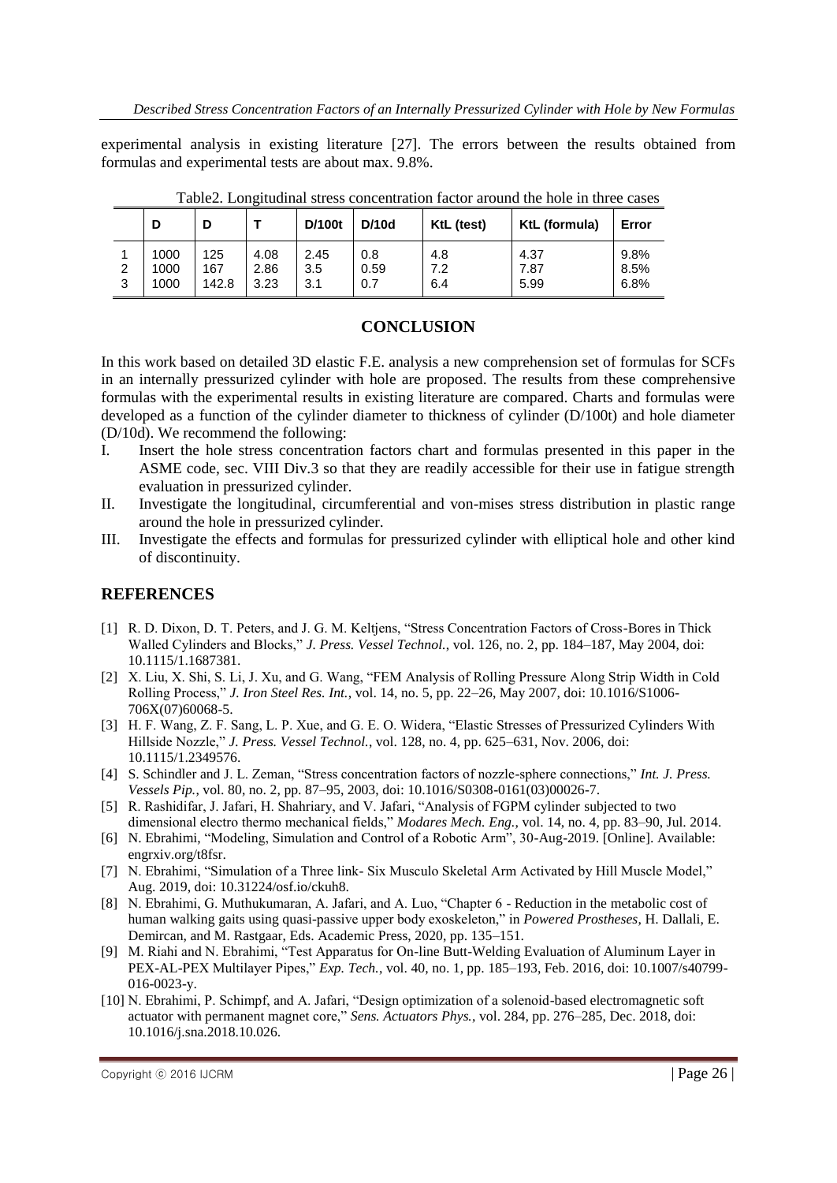experimental analysis in existing literature [27]. The errors between the results obtained from formulas and experimental tests are about max. 9.8%.

Table2. Longitudinal stress concentration factor around the hole in three cases

| | D | D | T | D/100t | D/10d | KtL (test) | KtL (formula) | Error |
|---|---|---|---|---|---|---|---|---|
| 1 | 1000 | 125 | 4.08 | 2.45 | 0.8 | 4.8 | 4.37 | 9.8% |
| 2 | 1000 | 167 | 2.86 | 3.5 | 0.59 | 7.2 | 7.87 | 8.5% |
| 3 | 1000 | 142.8 | 3.23 | 3.1 | 0.7 | 6.4 | 5.99 | 6.8% |

## CONCLUSION

In this work based on detailed 3D elastic F.E. analysis a new comprehension set of formulas for SCFs in an internally pressurized cylinder with hole are proposed. The results from these comprehensive formulas with the experimental results in existing literature are compared. Charts and formulas were developed as a function of the cylinder diameter to thickness of cylinder (D/100t) and hole diameter (D/10d). We recommend the following:

I. Insert the hole stress concentration factors chart and formulas presented in this paper in the ASME code, sec. VIII Div.3 so that they are readily accessible for their use in fatigue strength evaluation in pressurized cylinder.
II. Investigate the longitudinal, circumferential and von-mises stress distribution in plastic range around the hole in pressurized cylinder.
III. Investigate the effects and formulas for pressurized cylinder with elliptical hole and other kind of discontinuity.

## REFERENCES

[1] R. D. Dixon, D. T. Peters, and J. G. M. Keltjens, “Stress Concentration Factors of Cross-Bores in Thick Walled Cylinders and Blocks,” *J. Press. Vessel Technol.*, vol. 126, no. 2, pp. 184–187, May 2004, doi: 10.1115/1.1687381.

[2] X. Liu, X. Shi, S. Li, J. Xu, and G. Wang, “FEM Analysis of Rolling Pressure Along Strip Width in Cold Rolling Process,” *J. Iron Steel Res. Int.*, vol. 14, no. 5, pp. 22–26, May 2007, doi: 10.1016/S1006-706X(07)60068-5.

[3] H. F. Wang, Z. F. Sang, L. P. Xue, and G. E. O. Widera, “Elastic Stresses of Pressurized Cylinders With Hillside Nozzle,” *J. Press. Vessel Technol.*, vol. 128, no. 4, pp. 625–631, Nov. 2006, doi: 10.1115/1.2349576.

[4] S. Schindler and J. L. Zeman, “Stress concentration factors of nozzle-sphere connections,” *Int. J. Press. Vessels Pip.*, vol. 80, no. 2, pp. 87–95, 2003, doi: 10.1016/S0308-0161(03)00026-7.

[5] R. Rashidifar, J. Jafari, H. Shahriary, and V. Jafari, “Analysis of FGPM cylinder subjected to two dimensional electro thermo mechanical fields,” *Modares Mech. Eng.*, vol. 14, no. 4, pp. 83–90, Jul. 2014.

[6] N. Ebrahimi, “Modeling, Simulation and Control of a Robotic Arm”, 30-Aug-2019. [Online]. Available: engrxiv.org/t8fsr.

[7] N. Ebrahimi, “Simulation of a Three link- Six Musculo Skeletal Arm Activated by Hill Muscle Model,” Aug. 2019, doi: 10.31224/osf.io/ckuh8.

[8] N. Ebrahimi, G. Muthukumaran, A. Jafari, and A. Luo, “Chapter 6 - Reduction in the metabolic cost of human walking gaits using quasi-passive upper body exoskeleton,” in *Powered Prostheses*, H. Dallali, E. Demircan, and M. Rastgaar, Eds. Academic Press, 2020, pp. 135–151.

[9] M. Riahi and N. Ebrahimi, “Test Apparatus for On-line Butt-Welding Evaluation of Aluminum Layer in PEX-AL-PEX Multilayer Pipes,” *Exp. Tech.*, vol. 40, no. 1, pp. 185–193, Feb. 2016, doi: 10.1007/s40799-016-0023-y.

[10] N. Ebrahimi, P. Schimpf, and A. Jafari, “Design optimization of a solenoid-based electromagnetic soft actuator with permanent magnet core,” *Sens. Actuators Phys.*, vol. 284, pp. 276–285, Dec. 2018, doi: 10.1016/j.sna.2018.10.026.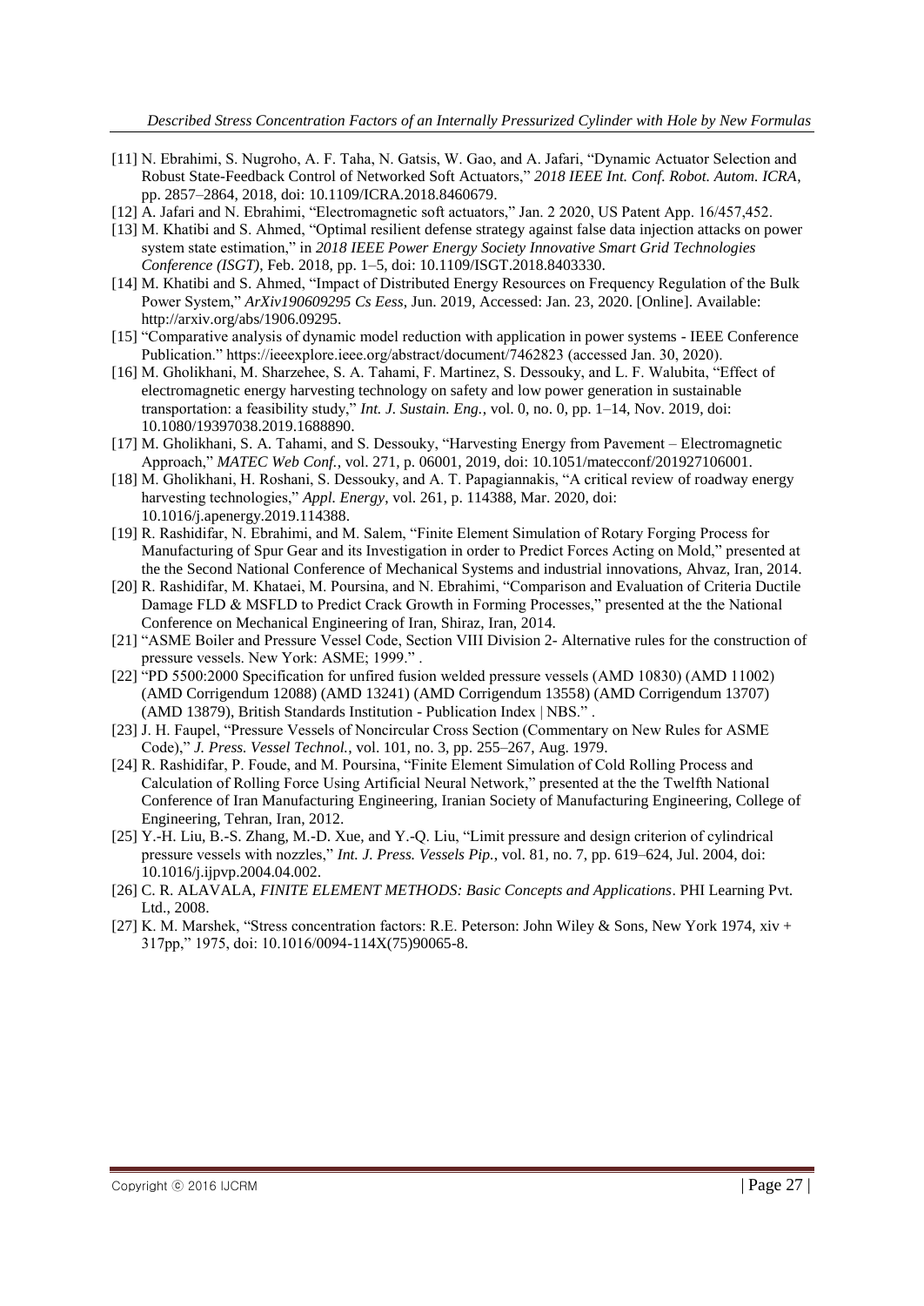[11] N. Ebrahimi, S. Nugroho, A. F. Taha, N. Gatsis, W. Gao, and A. Jafari, "Dynamic Actuator Selection and Robust State-Feedback Control of Networked Soft Actuators," *2018 IEEE Int. Conf. Robot. Autom. ICRA*, pp. 2857–2864, 2018, doi: 10.1109/ICRA.2018.8460679.

[12] A. Jafari and N. Ebrahimi, "Electromagnetic soft actuators," Jan. 2 2020, US Patent App. 16/457,452.

[13] M. Khatibi and S. Ahmed, "Optimal resilient defense strategy against false data injection attacks on power system state estimation," in *2018 IEEE Power Energy Society Innovative Smart Grid Technologies Conference (ISGT)*, Feb. 2018, pp. 1–5, doi: 10.1109/ISGT.2018.8403330.

[14] M. Khatibi and S. Ahmed, "Impact of Distributed Energy Resources on Frequency Regulation of the Bulk Power System," *ArXiv190609295 Cs Eess*, Jun. 2019, Accessed: Jan. 23, 2020. [Online]. Available: http://arxiv.org/abs/1906.09295.

[15] "Comparative analysis of dynamic model reduction with application in power systems - IEEE Conference Publication." https://ieeexplore.ieee.org/abstract/document/7462823 (accessed Jan. 30, 2020).

[16] M. Gholikhani, M. Sharzehee, S. A. Tahami, F. Martinez, S. Dessouky, and L. F. Walubita, "Effect of electromagnetic energy harvesting technology on safety and low power generation in sustainable transportation: a feasibility study," *Int. J. Sustain. Eng.*, vol. 0, no. 0, pp. 1–14, Nov. 2019, doi: 10.1080/19397038.2019.1688890.

[17] M. Gholikhani, S. A. Tahami, and S. Dessouky, "Harvesting Energy from Pavement – Electromagnetic Approach," *MATEC Web Conf.*, vol. 271, p. 06001, 2019, doi: 10.1051/matecconf/201927106001.

[18] M. Gholikhani, H. Roshani, S. Dessouky, and A. T. Papagiannakis, "A critical review of roadway energy harvesting technologies," *Appl. Energy*, vol. 261, p. 114388, Mar. 2020, doi: 10.1016/j.apenergy.2019.114388.

[19] R. Rashidifar, N. Ebrahimi, and M. Salem, "Finite Element Simulation of Rotary Forging Process for Manufacturing of Spur Gear and its Investigation in order to Predict Forces Acting on Mold," presented at the the Second National Conference of Mechanical Systems and industrial innovations, Ahvaz, Iran, 2014.

[20] R. Rashidifar, M. Khataei, M. Poursina, and N. Ebrahimi, "Comparison and Evaluation of Criteria Ductile Damage FLD & MSFLD to Predict Crack Growth in Forming Processes," presented at the the National Conference on Mechanical Engineering of Iran, Shiraz, Iran, 2014.

[21] "ASME Boiler and Pressure Vessel Code, Section VIII Division 2- Alternative rules for the construction of pressure vessels. New York: ASME; 1999." .

[22] "PD 5500:2000 Specification for unfired fusion welded pressure vessels (AMD 10830) (AMD 11002) (AMD Corrigendum 12088) (AMD 13241) (AMD Corrigendum 13558) (AMD Corrigendum 13707) (AMD 13879), British Standards Institution - Publication Index | NBS." .

[23] J. H. Faupel, "Pressure Vessels of Noncircular Cross Section (Commentary on New Rules for ASME Code)," *J. Press. Vessel Technol.*, vol. 101, no. 3, pp. 255–267, Aug. 1979.

[24] R. Rashidifar, P. Foude, and M. Poursina, "Finite Element Simulation of Cold Rolling Process and Calculation of Rolling Force Using Artificial Neural Network," presented at the the Twelfth National Conference of Iran Manufacturing Engineering, Iranian Society of Manufacturing Engineering, College of Engineering, Tehran, Iran, 2012.

[25] Y.-H. Liu, B.-S. Zhang, M.-D. Xue, and Y.-Q. Liu, "Limit pressure and design criterion of cylindrical pressure vessels with nozzles," *Int. J. Press. Vessels Pip.*, vol. 81, no. 7, pp. 619–624, Jul. 2004, doi: 10.1016/j.ijpvp.2004.04.002.

[26] C. R. ALAVALA, *FINITE ELEMENT METHODS: Basic Concepts and Applications*. PHI Learning Pvt. Ltd., 2008.

[27] K. M. Marshek, "Stress concentration factors: R.E. Peterson: John Wiley & Sons, New York 1974, xiv + 317pp," 1975, doi: 10.1016/0094-114X(75)90065-8.